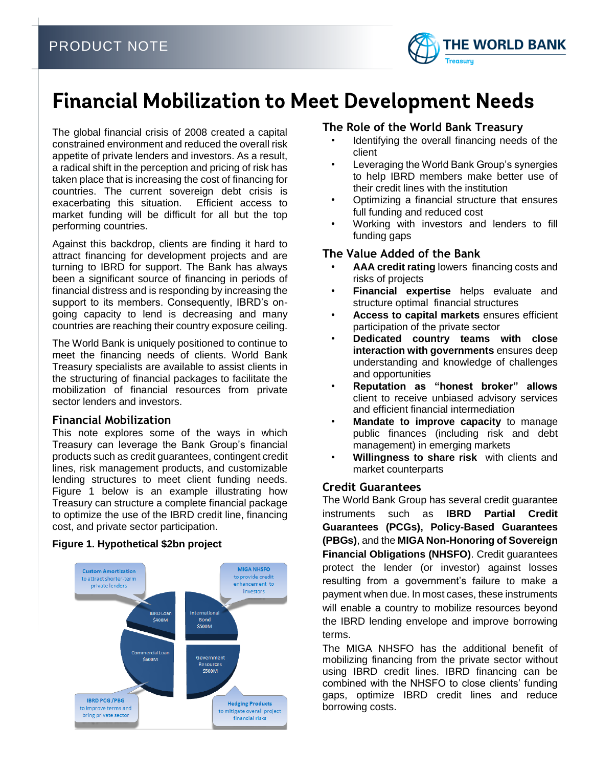# Financial Mobilization to Meet Development Needs

The global financial crisis of 2008 created a capital constrained environment and reduced the overall risk appetite of private lenders and investors. As a result, a radical shift in the perception and pricing of risk has taken place that is increasing the cost of financing for countries. The current sovereign debt crisis is exacerbating this situation. Efficient access to market funding will be difficult for all but the top performing countries.

Against this backdrop, clients are finding it hard to attract financing for development projects and are turning to IBRD for support. The Bank has always been a significant source of financing in periods of financial distress and is responding by increasing the support to its members. Consequently, IBRD's on-going capacity to lend is decreasing and many countries are reaching their country exposure ceiling.

The World Bank is uniquely positioned to continue to meet the financing needs of clients. World Bank Treasury specialists are available to assist clients in the structuring of financial packages to facilitate the mobilization of financial resources from private sector lenders and investors.

## Financial Mobilization

This note explores some of the ways in which Treasury can leverage the Bank Group's financial products such as credit guarantees, contingent credit lines, risk management products, and customizable lending structures to meet client funding needs. Figure 1 below is an example illustrating how Treasury can structure a complete financial package to optimize the use of the IBRD credit line, financing cost, and private sector participation.

**Figure 1. Hypothetical $2bn project**

- IBRD Loan $400M — **Custom Amortization** to attract shorter-term private lenders
- International Bond $500M — **MIGA NHSFO** to provide credit enhancement to investors
- Commercial Loan $600M — **IBRD PCG /PBG** to improve terms and bring private sector
- Government Resources $500M — **Hedging Products** to mitigate overall project financial risks

## The Role of the World Bank Treasury

- Identifying the overall financing needs of the client
- Leveraging the World Bank Group's synergies to help IBRD members make better use of their credit lines with the institution
- Optimizing a financial structure that ensures full funding and reduced cost
- Working with investors and lenders to fill funding gaps

## The Value Added of the Bank

- **AAA credit rating** lowers financing costs and risks of projects
- **Financial expertise** helps evaluate and structure optimal financial structures
- **Access to capital markets** ensures efficient participation of the private sector
- **Dedicated country teams with close interaction with governments** ensures deep understanding and knowledge of challenges and opportunities
- **Reputation as "honest broker" allows** client to receive unbiased advisory services and efficient financial intermediation
- **Mandate to improve capacity** to manage public finances (including risk and debt management) in emerging markets
- **Willingness to share risk** with clients and market counterparts

## Credit Guarantees

The World Bank Group has several credit guarantee instruments such as **IBRD Partial Credit Guarantees (PCGs), Policy-Based Guarantees (PBGs)**, and the **MIGA Non-Honoring of Sovereign Financial Obligations (NHSFO)**. Credit guarantees protect the lender (or investor) against losses resulting from a government's failure to make a payment when due. In most cases, these instruments will enable a country to mobilize resources beyond the IBRD lending envelope and improve borrowing terms.

The MIGA NHSFO has the additional benefit of mobilizing financing from the private sector without using IBRD credit lines. IBRD financing can be combined with the NHSFO to close clients' funding gaps, optimize IBRD credit lines and reduce borrowing costs.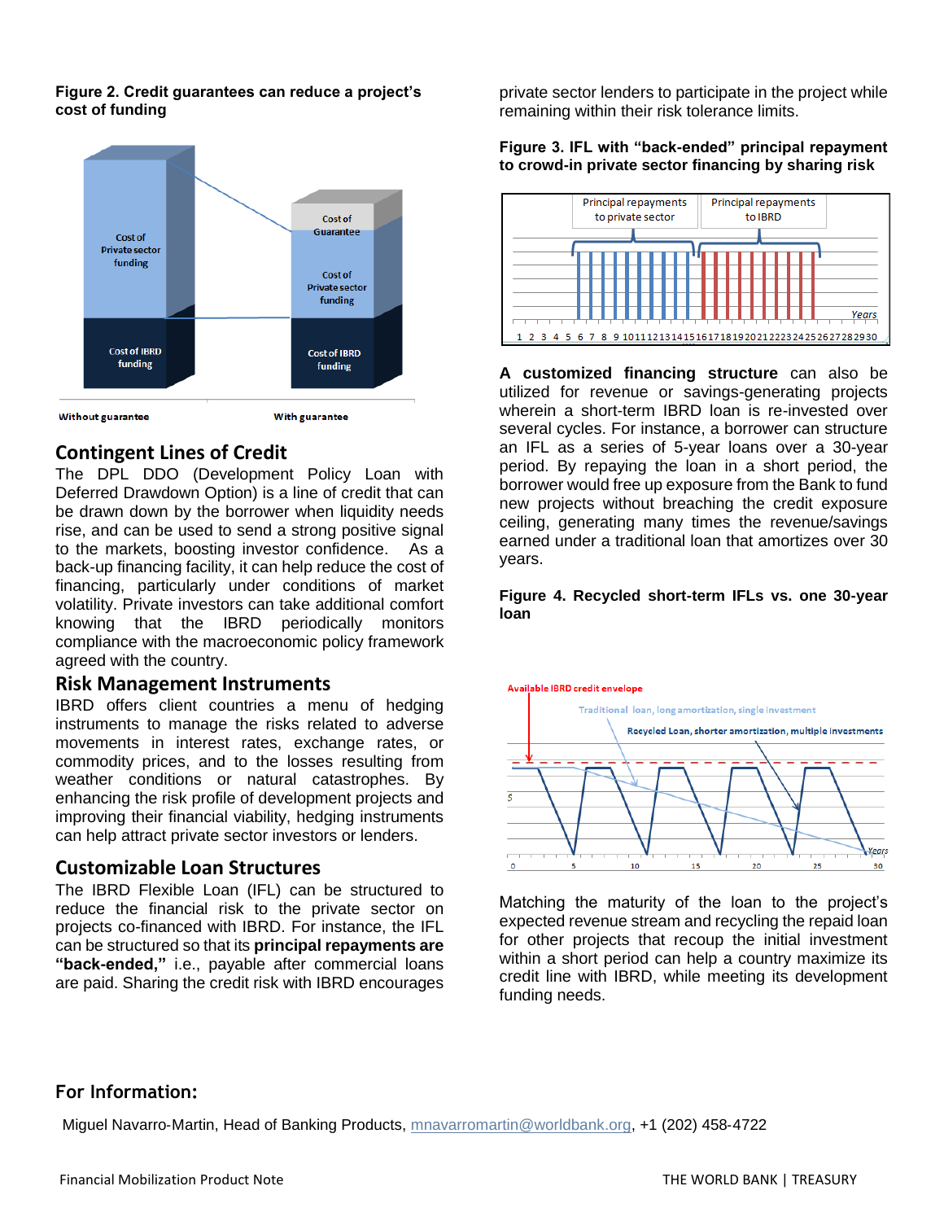**Figure 2. Credit guarantees can reduce a project's cost of funding**

Cost of Private sector funding
Cost of IBRD funding
Cost of Guarantee
Cost of Private sector funding
Cost of IBRD funding
Without guarantee
With guarantee

## Contingent Lines of Credit

The DPL DDO (Development Policy Loan with Deferred Drawdown Option) is a line of credit that can be drawn down by the borrower when liquidity needs rise, and can be used to send a strong positive signal to the markets, boosting investor confidence. As a back-up financing facility, it can help reduce the cost of financing, particularly under conditions of market volatility. Private investors can take additional comfort knowing that the IBRD periodically monitors compliance with the macroeconomic policy framework agreed with the country.

## Risk Management Instruments

IBRD offers client countries a menu of hedging instruments to manage the risks related to adverse movements in interest rates, exchange rates, or commodity prices, and to the losses resulting from weather conditions or natural catastrophes. By enhancing the risk profile of development projects and improving their financial viability, hedging instruments can help attract private sector investors or lenders.

## Customizable Loan Structures

The IBRD Flexible Loan (IFL) can be structured to reduce the financial risk to the private sector on projects co-financed with IBRD. For instance, the IFL can be structured so that its **principal repayments are "back-ended,"** i.e., payable after commercial loans are paid. Sharing the credit risk with IBRD encourages private sector lenders to participate in the project while remaining within their risk tolerance limits.

**Figure 3. IFL with "back-ended" principal repayment to crowd-in private sector financing by sharing risk**

Principal repayments to private sector
Principal repayments to IBRD
Years
1 2 3 4 5 6 7 8 9 10 11 12 13 14 15 16 17 18 19 20 21 22 23 24 25 26 27 28 29 30

**A customized financing structure** can also be utilized for revenue or savings-generating projects wherein a short-term IBRD loan is re-invested over several cycles. For instance, a borrower can structure an IFL as a series of 5-year loans over a 30-year period. By repaying the loan in a short period, the borrower would free up exposure from the Bank to fund new projects without breaching the credit exposure ceiling, generating many times the revenue/savings earned under a traditional loan that amortizes over 30 years.

**Figure 4. Recycled short-term IFLs vs. one 30-year loan**

Available IBRD credit envelope
Traditional loan, long amortization, single investment
Recycled Loan, shorter amortization, multiple investments
5
Years
0 5 10 15 20 25 30

Matching the maturity of the loan to the project's expected revenue stream and recycling the repaid loan for other projects that recoup the initial investment within a short period can help a country maximize its credit line with IBRD, while meeting its development funding needs.

## For Information:

Miguel Navarro-Martin, Head of Banking Products, mnavarromartin@worldbank.org, +1 (202) 458-4722